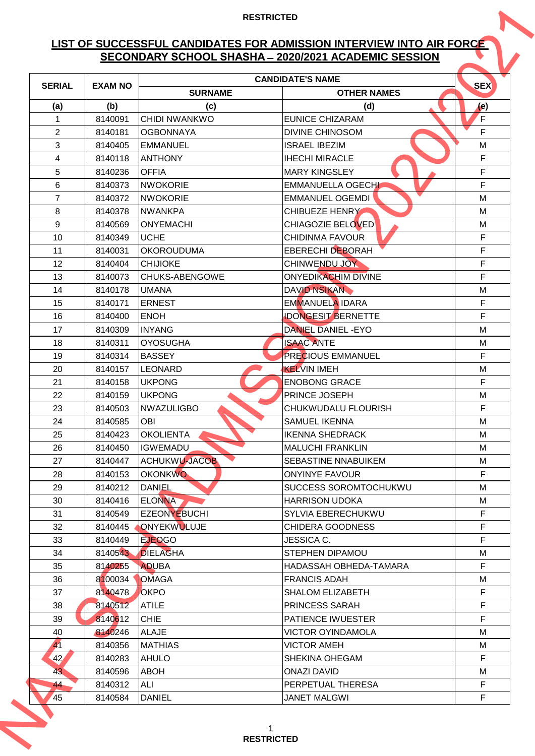RESTRICTED

## LIST OF SUCCESSFUL CANDIDATES FOR ADMISSION INTERVIEW INTO AIR FORCE SECONDARY SCHOOL SHASHA – 2020/2021 ACADEMIC SESSION

| SERIAL | EXAM NO | CANDIDATE'S NAME | | SEX |
|---|---|---|---|---|
| | | SURNAME | OTHER NAMES | |
| (a) | (b) | (c) | (d) | (e) |
| 1 | 8140091 | CHIDI NWANKWO | EUNICE CHIZARAM | F |
| 2 | 8140181 | OGBONNAYA | DIVINE CHINOSOM | F |
| 3 | 8140405 | EMMANUEL | ISRAEL IBEZIM | M |
| 4 | 8140118 | ANTHONY | IHECHI MIRACLE | F |
| 5 | 8140236 | OFFIA | MARY KINGSLEY | F |
| 6 | 8140373 | NWOKORIE | EMMANUELLA OGECHI | F |
| 7 | 8140372 | NWOKORIE | EMMANUEL OGEMDI | M |
| 8 | 8140378 | NWANKPA | CHIBUEZE HENRY | M |
| 9 | 8140569 | ONYEMACHI | CHIAGOZIE BELOVED | M |
| 10 | 8140349 | UCHE | CHIDINMA FAVOUR | F |
| 11 | 8140031 | OKOROUDUMA | EBERECHI DEBORAH | F |
| 12 | 8140404 | CHIJIOKE | CHINWENDU JOY | F |
| 13 | 8140073 | CHUKS-ABENGOWE | ONYEDIKACHIM DIVINE | F |
| 14 | 8140178 | UMANA | DAVID NSIKAN | M |
| 15 | 8140171 | ERNEST | EMMANUELA IDARA | F |
| 16 | 8140400 | ENOH | IDONGESIT BERNETTE | F |
| 17 | 8140309 | INYANG | DANIEL DANIEL -EYO | M |
| 18 | 8140311 | OYOSUGHA | ISAAC ANTE | M |
| 19 | 8140314 | BASSEY | PRECIOUS EMMANUEL | F |
| 20 | 8140157 | LEONARD | KELVIN IMEH | M |
| 21 | 8140158 | UKPONG | ENOBONG GRACE | F |
| 22 | 8140159 | UKPONG | PRINCE JOSEPH | M |
| 23 | 8140503 | NWAZULIGBO | CHUKWUDALU FLOURISH | F |
| 24 | 8140585 | OBI | SAMUEL IKENNA | M |
| 25 | 8140423 | OKOLIENTA | IKENNA SHEDRACK | M |
| 26 | 8140450 | IGWEMADU | MALUCHI FRANKLIN | M |
| 27 | 8140447 | ACHUKWU-JACOB | SEBASTINE NNABUIKEM | M |
| 28 | 8140153 | OKONKWO | ONYINYE FAVOUR | F |
| 29 | 8140212 | DANIEL | SUCCESS SOROMTOCHUKWU | M |
| 30 | 8140416 | ELONNA | HARRISON UDOKA | M |
| 31 | 8140549 | EZEONYEBUCHI | SYLVIA EBERECHUKWU | F |
| 32 | 8140445 | ONYEKWULUJE | CHIDERA GOODNESS | F |
| 33 | 8140449 | EJEOGO | JESSICA C. | F |
| 34 | 8140543 | DIELAGHA | STEPHEN DIPAMOU | M |
| 35 | 8140255 | ADUBA | HADASSAH OBHEDA-TAMARA | F |
| 36 | 8100034 | OMAGA | FRANCIS ADAH | M |
| 37 | 8140478 | OKPO | SHALOM ELIZABETH | F |
| 38 | 8140512 | ATILE | PRINCESS SARAH | F |
| 39 | 8140612 | CHIE | PATIENCE IWUESTER | F |
| 40 | 8140246 | ALAJE | VICTOR OYINDAMOLA | M |
| 41 | 8140356 | MATHIAS | VICTOR AMEH | M |
| 42 | 8140283 | AHULO | SHEKINA OHEGAM | F |
| 43 | 8140596 | ABOH | ONAZI DAVID | M |
| 44 | 8140312 | ALI | PERPETUAL THERESA | F |
| 45 | 8140584 | DANIEL | JANET MALGWI | F |

RESTRICTED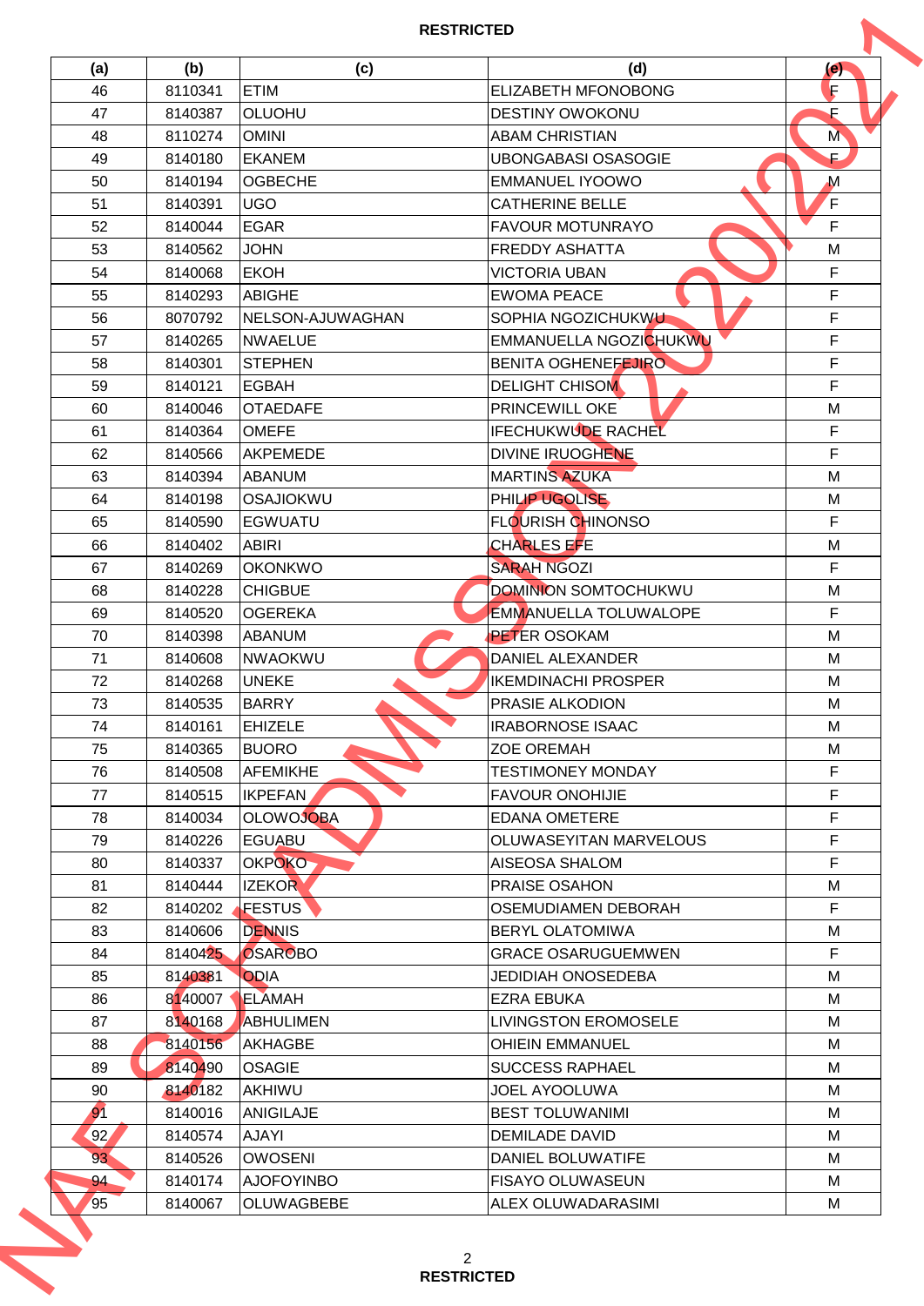| (a) | (b) | (c) | (d) | (e) |
|---|---|---|---|---|
| 46 | 8110341 | ETIM | ELIZABETH MFONOBONG | F |
| 47 | 8140387 | OLUOHU | DESTINY OWOKONU | F |
| 48 | 8110274 | OMINI | ABAM CHRISTIAN | M |
| 49 | 8140180 | EKANEM | UBONGABASI OSASOGIE | F |
| 50 | 8140194 | OGBECHE | EMMANUEL IYOOWO | M |
| 51 | 8140391 | UGO | CATHERINE BELLE | F |
| 52 | 8140044 | EGAR | FAVOUR MOTUNRAYO | F |
| 53 | 8140562 | JOHN | FREDDY ASHATTA | M |
| 54 | 8140068 | EKOH | VICTORIA UBAN | F |
| 55 | 8140293 | ABIGHE | EWOMA PEACE | F |
| 56 | 8070792 | NELSON-AJUWAGHAN | SOPHIA NGOZICHUKWU | F |
| 57 | 8140265 | NWAELUE | EMMANUELLA NGOZICHUKWU | F |
| 58 | 8140301 | STEPHEN | BENITA OGHENEFEJIRO | F |
| 59 | 8140121 | EGBAH | DELIGHT CHISOM | F |
| 60 | 8140046 | OTAEDAFE | PRINCEWILL OKE | M |
| 61 | 8140364 | OMEFE | IFECHUKWUDE RACHEL | F |
| 62 | 8140566 | AKPEMEDE | DIVINE IRUOGHENE | F |
| 63 | 8140394 | ABANUM | MARTINS AZUKA | M |
| 64 | 8140198 | OSAJIOKWU | PHILIP UGOLISE | M |
| 65 | 8140590 | EGWUATU | FLOURISH CHINONSO | F |
| 66 | 8140402 | ABIRI | CHARLES EFE | M |
| 67 | 8140269 | OKONKWO | SARAH NGOZI | F |
| 68 | 8140228 | CHIGBUE | DOMINION SOMTOCHUKWU | M |
| 69 | 8140520 | OGEREKA | EMMANUELLA TOLUWALOPE | F |
| 70 | 8140398 | ABANUM | PETER OSOKAM | M |
| 71 | 8140608 | NWAOKWU | DANIEL ALEXANDER | M |
| 72 | 8140268 | UNEKE | IKEMDINACHI PROSPER | M |
| 73 | 8140535 | BARRY | PRASIE ALKODION | M |
| 74 | 8140161 | EHIZELE | IRABORNOSE ISAAC | M |
| 75 | 8140365 | BUORO | ZOE OREMAH | M |
| 76 | 8140508 | AFEMIKHE | TESTIMONEY MONDAY | F |
| 77 | 8140515 | IKPEFAN | FAVOUR ONOHIJIE | F |
| 78 | 8140034 | OLOWOJOBA | EDANA OMETERE | F |
| 79 | 8140226 | EGUABU | OLUWASEYITAN MARVELOUS | F |
| 80 | 8140337 | OKPOKO | AISEOSA SHALOM | F |
| 81 | 8140444 | IZEKOR | PRAISE OSAHON | M |
| 82 | 8140202 | FESTUS | OSEMUDIAMEN DEBORAH | F |
| 83 | 8140606 | DENNIS | BERYL OLATOMIWA | M |
| 84 | 8140425 | OSAROBO | GRACE OSARUGUEMWEN | F |
| 85 | 8140381 | ODIA | JEDIDIAH ONOSEDEBA | M |
| 86 | 8140007 | ELAMAH | EZRA EBUKA | M |
| 87 | 8140168 | ABHULIMEN | LIVINGSTON EROMOSELE | M |
| 88 | 8140156 | AKHAGBE | OHIEIN EMMANUEL | M |
| 89 | 8140490 | OSAGIE | SUCCESS RAPHAEL | M |
| 90 | 8140182 | AKHIWU | JOEL AYOOLUWA | M |
| 91 | 8140016 | ANIGILAJE | BEST TOLUWANIMI | M |
| 92 | 8140574 | AJAYI | DEMILADE DAVID | M |
| 93 | 8140526 | OWOSENI | DANIEL BOLUWATIFE | M |
| 94 | 8140174 | AJOFOYINBO | FISAYO OLUWASEUN | M |
| 95 | 8140067 | OLUWAGBEBE | ALEX OLUWADARASIMI | M |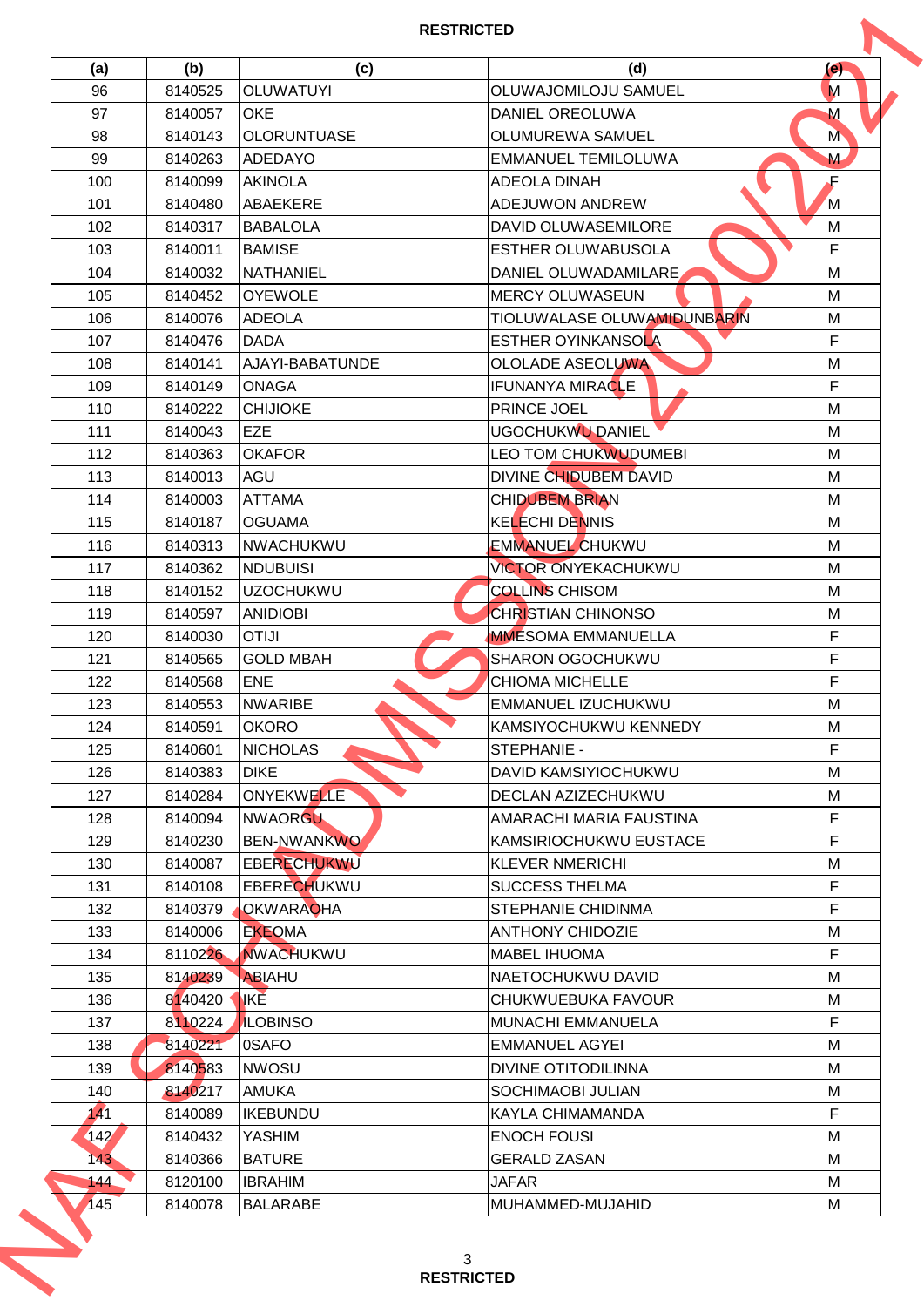**RESTRICTED**

| (a) | (b) | (c) | (d) | (e) |
|---|---|---|---|---|
| 96 | 8140525 | OLUWATUYI | OLUWAJOMILOJU SAMUEL | M |
| 97 | 8140057 | OKE | DANIEL OREOLUWA | M |
| 98 | 8140143 | OLORUNTUASE | OLUMUREWA SAMUEL | M |
| 99 | 8140263 | ADEDAYO | EMMANUEL TEMILOLUWA | M |
| 100 | 8140099 | AKINOLA | ADEOLA DINAH | F |
| 101 | 8140480 | ABAEKERE | ADEJUWON ANDREW | M |
| 102 | 8140317 | BABALOLA | DAVID OLUWASEMILORE | M |
| 103 | 8140011 | BAMISE | ESTHER OLUWABUSOLA | F |
| 104 | 8140032 | NATHANIEL | DANIEL OLUWADAMILARE | M |
| 105 | 8140452 | OYEWOLE | MERCY OLUWASEUN | M |
| 106 | 8140076 | ADEOLA | TIOLUWALASE OLUWAMIDUNBARIN | M |
| 107 | 8140476 | DADA | ESTHER OYINKANSOLA | F |
| 108 | 8140141 | AJAYI-BABATUNDE | OLOLADE ASEOLUWA | M |
| 109 | 8140149 | ONAGA | IFUNANYA MIRACLE | F |
| 110 | 8140222 | CHIJIOKE | PRINCE JOEL | M |
| 111 | 8140043 | EZE | UGOCHUKWU DANIEL | M |
| 112 | 8140363 | OKAFOR | LEO TOM CHUKWUDUMEBI | M |
| 113 | 8140013 | AGU | DIVINE CHIDUBEM DAVID | M |
| 114 | 8140003 | ATTAMA | CHIDUBEM BRIAN | M |
| 115 | 8140187 | OGUAMA | KELECHI DENNIS | M |
| 116 | 8140313 | NWACHUKWU | EMMANUEL CHUKWU | M |
| 117 | 8140362 | NDUBUISI | VICTOR ONYEKACHUKWU | M |
| 118 | 8140152 | UZOCHUKWU | COLLINS CHISOM | M |
| 119 | 8140597 | ANIDIOBI | CHRISTIAN CHINONSO | M |
| 120 | 8140030 | OTIJI | MMESOMA EMMANUELLA | F |
| 121 | 8140565 | GOLD MBAH | SHARON OGOCHUKWU | F |
| 122 | 8140568 | ENE | CHIOMA MICHELLE | F |
| 123 | 8140553 | NWARIBE | EMMANUEL IZUCHUKWU | M |
| 124 | 8140591 | OKORO | KAMSIYOCHUKWU KENNEDY | M |
| 125 | 8140601 | NICHOLAS | STEPHANIE - | F |
| 126 | 8140383 | DIKE | DAVID KAMSIYIOCHUKWU | M |
| 127 | 8140284 | ONYEKWELLE | DECLAN AZIZECHUKWU | M |
| 128 | 8140094 | NWAORGU | AMARACHI MARIA FAUSTINA | F |
| 129 | 8140230 | BEN-NWANKWO | KAMSIRIOCHUKWU EUSTACE | F |
| 130 | 8140087 | EBERECHUKWU | KLEVER NMERICHI | M |
| 131 | 8140108 | EBERECHUKWU | SUCCESS THELMA | F |
| 132 | 8140379 | OKWARAOHA | STEPHANIE CHIDINMA | F |
| 133 | 8140006 | EKEOMA | ANTHONY CHIDOZIE | M |
| 134 | 8110226 | NWACHUKWU | MABEL IHUOMA | F |
| 135 | 8140239 | ABIAHU | NAETOCHUKWU DAVID | M |
| 136 | 8140420 | IKE | CHUKWUEBUKA FAVOUR | M |
| 137 | 8110224 | ILOBINSO | MUNACHI EMMANUELA | F |
| 138 | 8140221 | 0SAFO | EMMANUEL AGYEI | M |
| 139 | 8140583 | NWOSU | DIVINE OTITODILINNA | M |
| 140 | 8140217 | AMUKA | SOCHIMAOBI JULIAN | M |
| 141 | 8140089 | IKEBUNDU | KAYLA CHIMAMANDA | F |
| 142 | 8140432 | YASHIM | ENOCH FOUSI | M |
| 143 | 8140366 | BATURE | GERALD ZASAN | M |
| 144 | 8120100 | IBRAHIM | JAFAR | M |
| 145 | 8140078 | BALARABE | MUHAMMED-MUJAHID | M |

**RESTRICTED**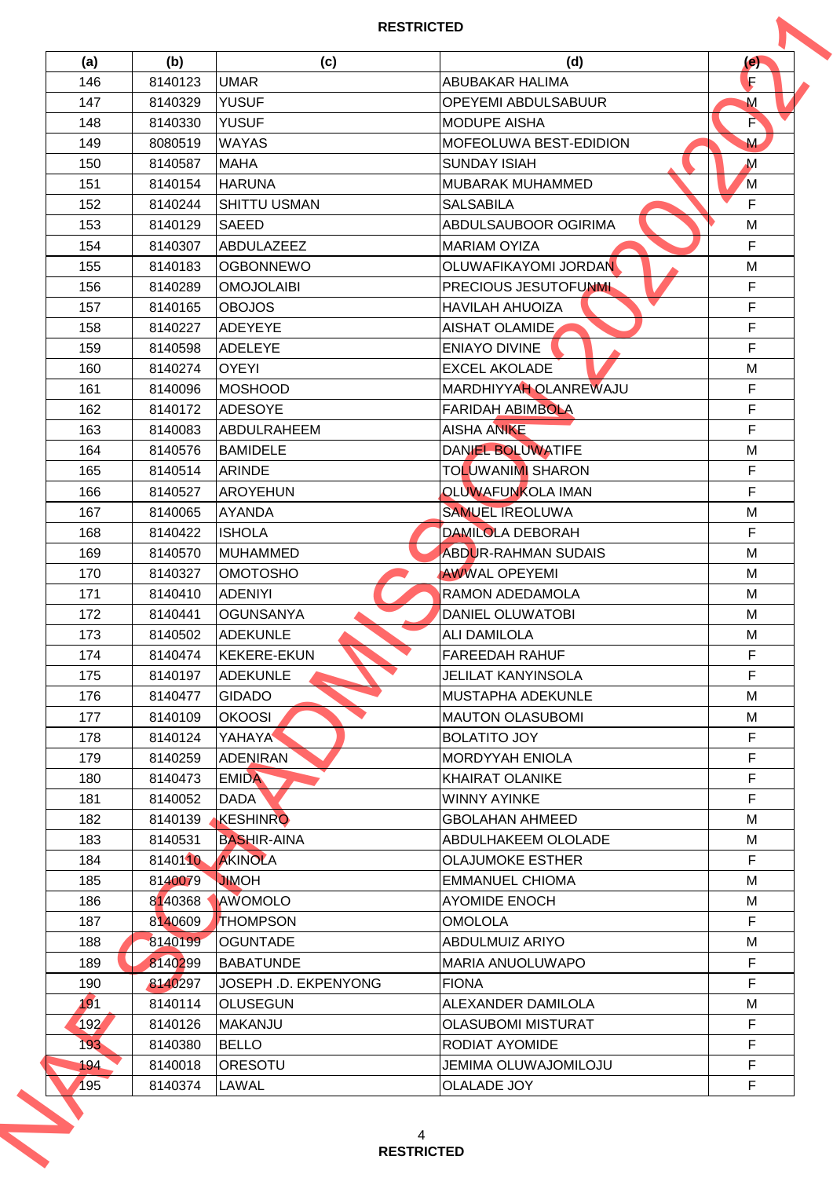| (a) | (b) | (c) | (d) | (e) |
|---|---|---|---|---|
| 146 | 8140123 | UMAR | ABUBAKAR HALIMA | F |
| 147 | 8140329 | YUSUF | OPEYEMI ABDULSABUUR | M |
| 148 | 8140330 | YUSUF | MODUPE AISHA | F |
| 149 | 8080519 | WAYAS | MOFEOLUWA BEST-EDIDION | M |
| 150 | 8140587 | MAHA | SUNDAY ISIAH | M |
| 151 | 8140154 | HARUNA | MUBARAK MUHAMMED | M |
| 152 | 8140244 | SHITTU USMAN | SALSABILA | F |
| 153 | 8140129 | SAEED | ABDULSAUBOOR OGIRIMA | M |
| 154 | 8140307 | ABDULAZEEZ | MARIAM OYIZA | F |
| 155 | 8140183 | OGBONNEWO | OLUWAFIKAYOMI JORDAN | M |
| 156 | 8140289 | OMOJOLAIBI | PRECIOUS JESUTOFUNMI | F |
| 157 | 8140165 | OBOJOS | HAVILAH AHUOIZA | F |
| 158 | 8140227 | ADEYEYE | AISHAT OLAMIDE | F |
| 159 | 8140598 | ADELEYE | ENIAYO DIVINE | F |
| 160 | 8140274 | OYEYI | EXCEL AKOLADE | M |
| 161 | 8140096 | MOSHOOD | MARDHIYYAH OLANREWAJU | F |
| 162 | 8140172 | ADESOYE | FARIDAH ABIMBOLA | F |
| 163 | 8140083 | ABDULRAHEEM | AISHA ANIKE | F |
| 164 | 8140576 | BAMIDELE | DANIEL BOLUWATIFE | M |
| 165 | 8140514 | ARINDE | TOLUWANIMI SHARON | F |
| 166 | 8140527 | AROYEHUN | OLUWAFUNKOLA IMAN | F |
| 167 | 8140065 | AYANDA | SAMUEL IREOLUWA | M |
| 168 | 8140422 | ISHOLA | DAMILOLA DEBORAH | F |
| 169 | 8140570 | MUHAMMED | ABDUR-RAHMAN SUDAIS | M |
| 170 | 8140327 | OMOTOSHO | AWWAL OPEYEMI | M |
| 171 | 8140410 | ADENIYI | RAMON ADEDAMOLA | M |
| 172 | 8140441 | OGUNSANYA | DANIEL OLUWATOBI | M |
| 173 | 8140502 | ADEKUNLE | ALI DAMILOLA | M |
| 174 | 8140474 | KEKERE-EKUN | FAREEDAH RAHUF | F |
| 175 | 8140197 | ADEKUNLE | JELILAT KANYINSOLA | F |
| 176 | 8140477 | GIDADO | MUSTAPHA ADEKUNLE | M |
| 177 | 8140109 | OKOOSI | MAUTON OLASUBOMI | M |
| 178 | 8140124 | YAHAYA | BOLATITO JOY | F |
| 179 | 8140259 | ADENIRAN | MORDYYAH ENIOLA | F |
| 180 | 8140473 | EMIDA | KHAIRAT OLANIKE | F |
| 181 | 8140052 | DADA | WINNY AYINKE | F |
| 182 | 8140139 | KESHINRO | GBOLAHAN AHMEED | M |
| 183 | 8140531 | BASHIR-AINA | ABDULHAKEEM OLOLADE | M |
| 184 | 8140110 | AKINOLA | OLAJUMOKE ESTHER | F |
| 185 | 8140079 | JIMOH | EMMANUEL CHIOMA | M |
| 186 | 8140368 | AWOMOLO | AYOMIDE ENOCH | M |
| 187 | 8140609 | THOMPSON | OMOLOLA | F |
| 188 | 8140199 | OGUNTADE | ABDULMUIZ ARIYO | M |
| 189 | 8140299 | BABATUNDE | MARIA ANUOLUWAPO | F |
| 190 | 8140297 | JOSEPH .D. EKPENYONG | FIONA | F |
| 191 | 8140114 | OLUSEGUN | ALEXANDER DAMILOLA | M |
| 192 | 8140126 | MAKANJU | OLASUBOMI MISTURAT | F |
| 193 | 8140380 | BELLO | RODIAT AYOMIDE | F |
| 194 | 8140018 | ORESOTU | JEMIMA OLUWAJOMILOJU | F |
| 195 | 8140374 | LAWAL | OLALADE JOY | F |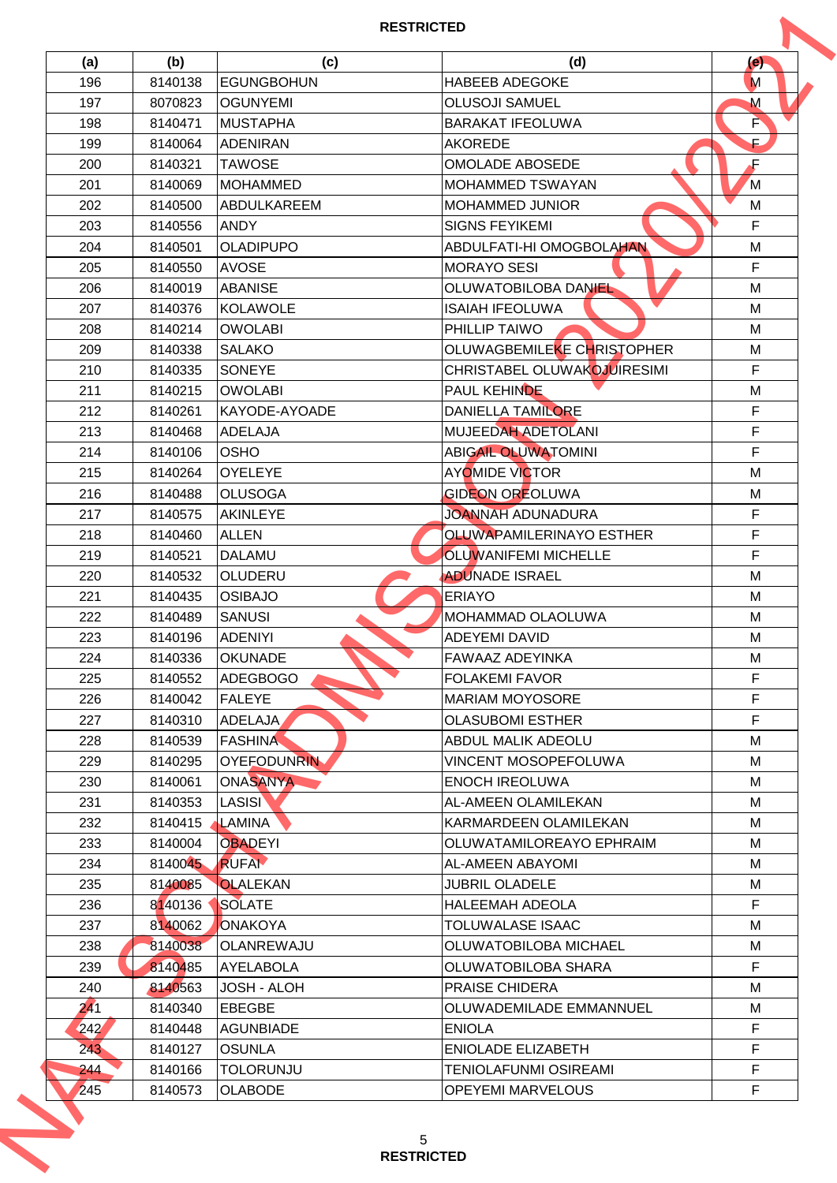RESTRICTED

| (a) | (b) | (c) | (d) | (e) |
|---|---|---|---|---|
| 196 | 8140138 | EGUNGBOHUN | HABEEB ADEGOKE | M |
| 197 | 8070823 | OGUNYEMI | OLUSOJI SAMUEL | M |
| 198 | 8140471 | MUSTAPHA | BARAKAT IFEOLUWA | F |
| 199 | 8140064 | ADENIRAN | AKOREDE | F |
| 200 | 8140321 | TAWOSE | OMOLADE ABOSEDE | F |
| 201 | 8140069 | MOHAMMED | MOHAMMED TSWAYAN | M |
| 202 | 8140500 | ABDULKAREEM | MOHAMMED JUNIOR | M |
| 203 | 8140556 | ANDY | SIGNS FEYIKEMI | F |
| 204 | 8140501 | OLADIPUPO | ABDULFATI-HI OMOGBOLAHAN | M |
| 205 | 8140550 | AVOSE | MORAYO SESI | F |
| 206 | 8140019 | ABANISE | OLUWATOBILOBA DANIEL | M |
| 207 | 8140376 | KOLAWOLE | ISAIAH IFEOLUWA | M |
| 208 | 8140214 | OWOLABI | PHILLIP TAIWO | M |
| 209 | 8140338 | SALAKO | OLUWAGBEMILEKE CHRISTOPHER | M |
| 210 | 8140335 | SONEYE | CHRISTABEL OLUWAKOJUIRESIMI | F |
| 211 | 8140215 | OWOLABI | PAUL KEHINDE | M |
| 212 | 8140261 | KAYODE-AYOADE | DANIELLA TAMILORE | F |
| 213 | 8140468 | ADELAJA | MUJEEDAH ADETOLANI | F |
| 214 | 8140106 | OSHO | ABIGAIL OLUWATOMINI | F |
| 215 | 8140264 | OYELEYE | AYOMIDE VICTOR | M |
| 216 | 8140488 | OLUSOGA | GIDEON OREOLUWA | M |
| 217 | 8140575 | AKINLEYE | JOANNAH ADUNADURA | F |
| 218 | 8140460 | ALLEN | OLUWAPAMILERINAYO ESTHER | F |
| 219 | 8140521 | DALAMU | OLUWANIFEMI MICHELLE | F |
| 220 | 8140532 | OLUDERU | ADUNADE ISRAEL | M |
| 221 | 8140435 | OSIBAJO | ERIAYO | M |
| 222 | 8140489 | SANUSI | MOHAMMAD OLAOLUWA | M |
| 223 | 8140196 | ADENIYI | ADEYEMI DAVID | M |
| 224 | 8140336 | OKUNADE | FAWAAZ ADEYINKA | M |
| 225 | 8140552 | ADEGBOGO | FOLAKEMI FAVOR | F |
| 226 | 8140042 | FALEYE | MARIAM MOYOSORE | F |
| 227 | 8140310 | ADELAJA | OLASUBOMI ESTHER | F |
| 228 | 8140539 | FASHINA | ABDUL MALIK ADEOLU | M |
| 229 | 8140295 | OYEFODUNRIN | VINCENT MOSOPEFOLUWA | M |
| 230 | 8140061 | ONASANYA | ENOCH IREOLUWA | M |
| 231 | 8140353 | LASISI | AL-AMEEN OLAMILEKAN | M |
| 232 | 8140415 | LAMINA | KARMARDEEN OLAMILEKAN | M |
| 233 | 8140004 | OBADEYI | OLUWATAMILOREAYO EPHRAIM | M |
| 234 | 8140045 | RUFAI | AL-AMEEN ABAYOMI | M |
| 235 | 8140085 | OLALEKAN | JUBRIL OLADELE | M |
| 236 | 8140136 | SOLATE | HALEEMAH ADEOLA | F |
| 237 | 8140062 | ONAKOYA | TOLUWALASE ISAAC | M |
| 238 | 8140038 | OLANREWAJU | OLUWATOBILOBA MICHAEL | M |
| 239 | 8140485 | AYELABOLA | OLUWATOBILOBA SHARA | F |
| 240 | 8140563 | JOSH - ALOH | PRAISE CHIDERA | M |
| 241 | 8140340 | EBEGBE | OLUWADEMILADE EMMANNUEL | M |
| 242 | 8140448 | AGUNBIADE | ENIOLA | F |
| 243 | 8140127 | OSUNLA | ENIOLADE ELIZABETH | F |
| 244 | 8140166 | TOLORUNJU | TENIOLAFUNMI OSIREAMI | F |
| 245 | 8140573 | OLABODE | OPEYEMI MARVELOUS | F |

RESTRICTED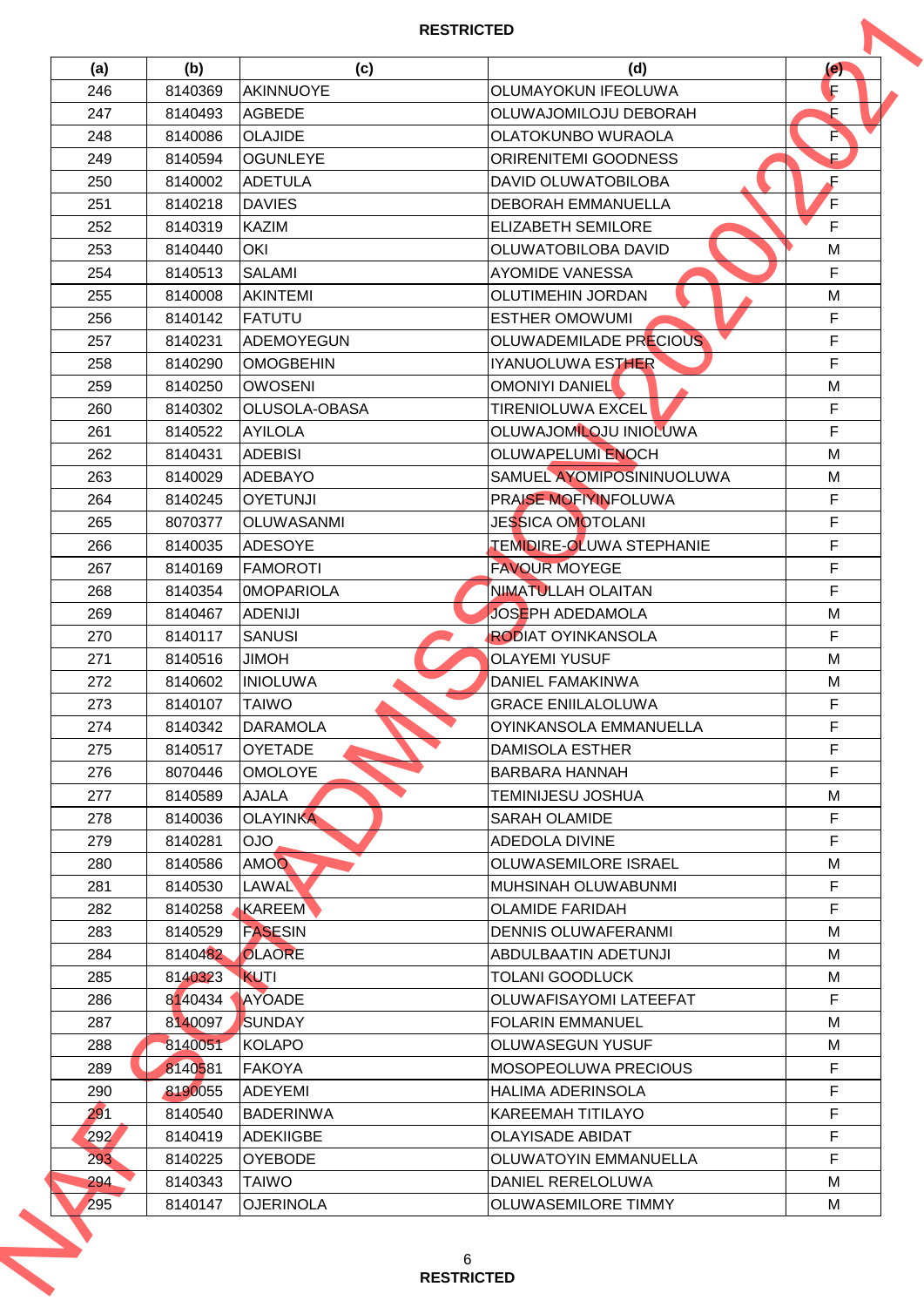**RESTRICTED**

| (a) | (b) | (c) | (d) | (e) |
|---|---|---|---|---|
| 246 | 8140369 | AKINNUOYE | OLUMAYOKUN IFEOLUWA | F |
| 247 | 8140493 | AGBEDE | OLUWAJOMILOJU DEBORAH | F |
| 248 | 8140086 | OLAJIDE | OLATOKUNBO WURAOLA | F |
| 249 | 8140594 | OGUNLEYE | ORIRENITEMI GOODNESS | F |
| 250 | 8140002 | ADETULA | DAVID OLUWATOBILOBA | F |
| 251 | 8140218 | DAVIES | DEBORAH EMMANUELLA | F |
| 252 | 8140319 | KAZIM | ELIZABETH SEMILORE | F |
| 253 | 8140440 | OKI | OLUWATOBILOBA DAVID | M |
| 254 | 8140513 | SALAMI | AYOMIDE VANESSA | F |
| 255 | 8140008 | AKINTEMI | OLUTIMEHIN JORDAN | M |
| 256 | 8140142 | FATUTU | ESTHER OMOWUMI | F |
| 257 | 8140231 | ADEMOYEGUN | OLUWADEMILADE PRECIOUS | F |
| 258 | 8140290 | OMOGBEHIN | IYANUOLUWA ESTHER | F |
| 259 | 8140250 | OWOSENI | OMONIYI DANIEL | M |
| 260 | 8140302 | OLUSOLA-OBASA | TIRENIOLUWA EXCEL | F |
| 261 | 8140522 | AYILOLA | OLUWAJOMILOJU INIOLUWA | F |
| 262 | 8140431 | ADEBISI | OLUWAPELUMI ENOCH | M |
| 263 | 8140029 | ADEBAYO | SAMUEL AYOMIPOSININUOLUWA | M |
| 264 | 8140245 | OYETUNJI | PRAISE MOFIYINFOLUWA | F |
| 265 | 8070377 | OLUWASANMI | JESSICA OMOTOLANI | F |
| 266 | 8140035 | ADESOYE | TEMIDIRE-OLUWA STEPHANIE | F |
| 267 | 8140169 | FAMOROTI | FAVOUR MOYEGE | F |
| 268 | 8140354 | 0MOPARIOLA | NIMATULLAH OLAITAN | F |
| 269 | 8140467 | ADENIJI | JOSEPH ADEDAMOLA | M |
| 270 | 8140117 | SANUSI | RODIAT OYINKANSOLA | F |
| 271 | 8140516 | JIMOH | OLAYEMI YUSUF | M |
| 272 | 8140602 | INIOLUWA | DANIEL FAMAKINWA | M |
| 273 | 8140107 | TAIWO | GRACE ENIILALOLUWA | F |
| 274 | 8140342 | DARAMOLA | OYINKANSOLA EMMANUELLA | F |
| 275 | 8140517 | OYETADE | DAMISOLA ESTHER | F |
| 276 | 8070446 | OMOLOYE | BARBARA HANNAH | F |
| 277 | 8140589 | AJALA | TEMINIJESU JOSHUA | M |
| 278 | 8140036 | OLAYINKA | SARAH OLAMIDE | F |
| 279 | 8140281 | OJO | ADEDOLA DIVINE | F |
| 280 | 8140586 | AMOO | OLUWASEMILORE ISRAEL | M |
| 281 | 8140530 | LAWAL | MUHSINAH OLUWABUNMI | F |
| 282 | 8140258 | KAREEM | OLAMIDE FARIDAH | F |
| 283 | 8140529 | FASESIN | DENNIS OLUWAFERANMI | M |
| 284 | 8140482 | OLAORE | ABDULBAATIN ADETUNJI | M |
| 285 | 8140323 | KUTI | TOLANI GOODLUCK | M |
| 286 | 8140434 | AYOADE | OLUWAFISAYOMI LATEEFAT | F |
| 287 | 8140097 | SUNDAY | FOLARIN EMMANUEL | M |
| 288 | 8140051 | KOLAPO | OLUWASEGUN YUSUF | M |
| 289 | 8140581 | FAKOYA | MOSOPEOLUWA PRECIOUS | F |
| 290 | 8190055 | ADEYEMI | HALIMA ADERINSOLA | F |
| 291 | 8140540 | BADERINWA | KAREEMAH TITILAYO | F |
| 292 | 8140419 | ADEKIIGBE | OLAYISADE ABIDAT | F |
| 293 | 8140225 | OYEBODE | OLUWATOYIN EMMANUELLA | F |
| 294 | 8140343 | TAIWO | DANIEL RERELOLUWA | M |
| 295 | 8140147 | OJERINOLA | OLUWASEMILORE TIMMY | M |

**RESTRICTED**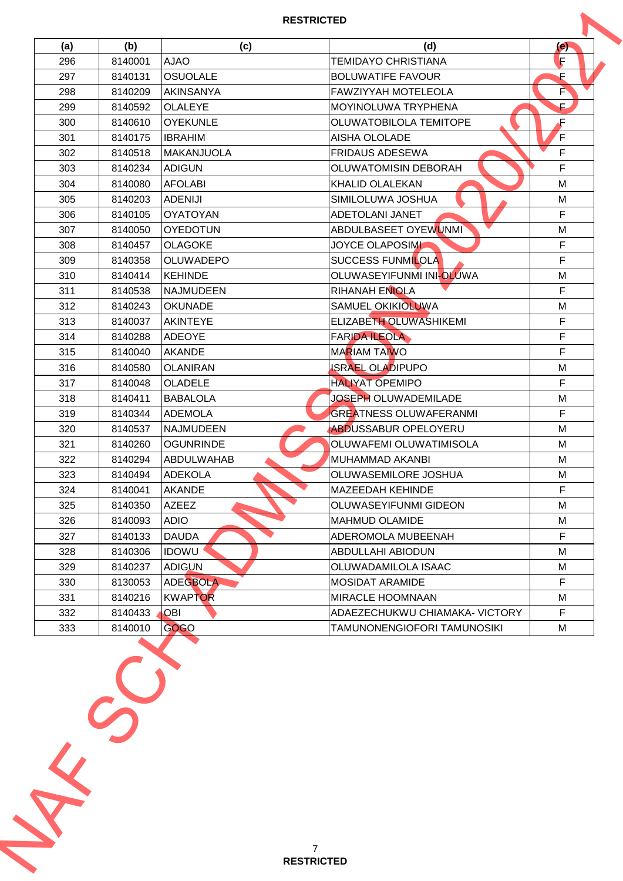| (a) | (b) | (c) | (d) | (e) |
|---|---|---|---|---|
| 296 | 8140001 | AJAO | TEMIDAYO CHRISTIANA | F |
| 297 | 8140131 | OSUOLALE | BOLUWATIFE FAVOUR | F |
| 298 | 8140209 | AKINSANYA | FAWZIYYAH MOTELEOLA | F |
| 299 | 8140592 | OLALEYE | MOYINOLUWA TRYPHENA | F |
| 300 | 8140610 | OYEKUNLE | OLUWATOBILOLA TEMITOPE | F |
| 301 | 8140175 | IBRAHIM | AISHA OLOLADE | F |
| 302 | 8140518 | MAKANJUOLA | FRIDAUS ADESEWA | F |
| 303 | 8140234 | ADIGUN | OLUWATOMISIN DEBORAH | F |
| 304 | 8140080 | AFOLABI | KHALID OLALEKAN | M |
| 305 | 8140203 | ADENIJI | SIMILOLUWA JOSHUA | M |
| 306 | 8140105 | OYATOYAN | ADETOLANI JANET | F |
| 307 | 8140050 | OYEDOTUN | ABDULBASEET OYEWUNMI | M |
| 308 | 8140457 | OLAGOKE | JOYCE OLAPOSIMI | F |
| 309 | 8140358 | OLUWADEPO | SUCCESS FUNMILOLA | F |
| 310 | 8140414 | KEHINDE | OLUWASEYIFUNMI INI-OLUWA | M |
| 311 | 8140538 | NAJMUDEEN | RIHANAH ENIOLA | F |
| 312 | 8140243 | OKUNADE | SAMUEL OKIKIOLUWA | M |
| 313 | 8140037 | AKINTEYE | ELIZABETH OLUWASHIKEMI | F |
| 314 | 8140288 | ADEOYE | FARIDA ILEOLA | F |
| 315 | 8140040 | AKANDE | MARIAM TAIWO | F |
| 316 | 8140580 | OLANIRAN | ISRAEL OLADIPUPO | M |
| 317 | 8140048 | OLADELE | HALIYAT OPEMIPO | F |
| 318 | 8140411 | BABALOLA | JOSEPH OLUWADEMILADE | M |
| 319 | 8140344 | ADEMOLA | GREATNESS OLUWAFERANMI | F |
| 320 | 8140537 | NAJMUDEEN | ABDUSSABUR OPELOYERU | M |
| 321 | 8140260 | OGUNRINDE | OLUWAFEMI OLUWATIMISOLA | M |
| 322 | 8140294 | ABDULWAHAB | MUHAMMAD AKANBI | M |
| 323 | 8140494 | ADEKOLA | OLUWASEMILORE JOSHUA | M |
| 324 | 8140041 | AKANDE | MAZEEDAH KEHINDE | F |
| 325 | 8140350 | AZEEZ | OLUWASEYIFUNMI GIDEON | M |
| 326 | 8140093 | ADIO | MAHMUD OLAMIDE | M |
| 327 | 8140133 | DAUDA | ADEROMOLA MUBEENAH | F |
| 328 | 8140306 | IDOWU | ABDULLAHI ABIODUN | M |
| 329 | 8140237 | ADIGUN | OLUWADAMILOLA ISAAC | M |
| 330 | 8130053 | ADEGBOLA | MOSIDAT ARAMIDE | F |
| 331 | 8140216 | KWAPTOR | MIRACLE HOOMNAAN | M |
| 332 | 8140433 | OBI | ADAEZECHUKWU CHIAMAKA- VICTORY | F |
| 333 | 8140010 | GOGO | TAMUNONENGIOFORI TAMUNOSIKI | M |